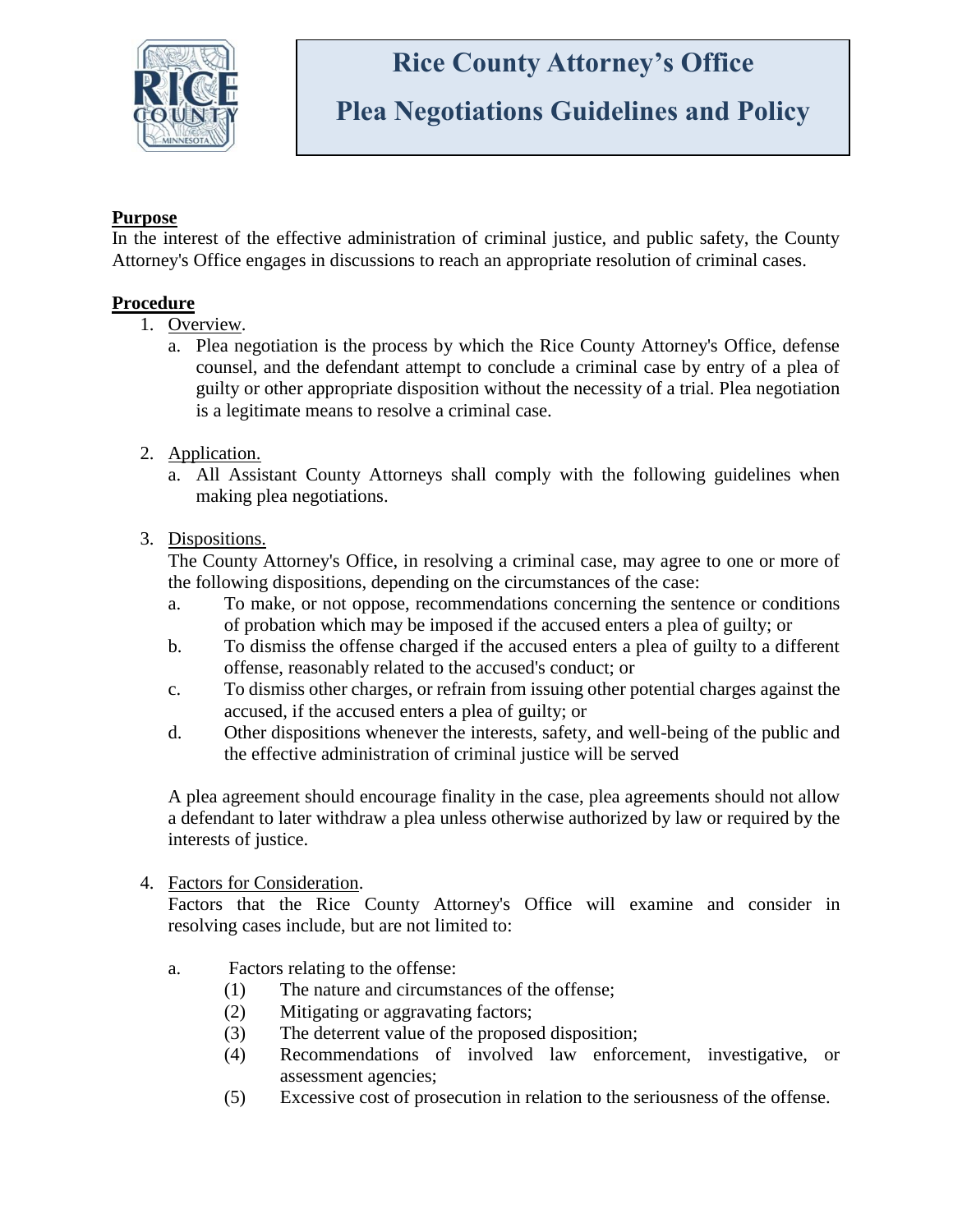# Rice County Attorney's Office

# Plea Negotiations Guidelines and Policy

**Purpose**

In the interest of the effective administration of criminal justice, and public safety, the County Attorney's Office engages in discussions to reach an appropriate resolution of criminal cases.

**Procedure**

1. Overview.
   a. Plea negotiation is the process by which the Rice County Attorney's Office, defense counsel, and the defendant attempt to conclude a criminal case by entry of a plea of guilty or other appropriate disposition without the necessity of a trial. Plea negotiation is a legitimate means to resolve a criminal case.

2. Application.
   a. All Assistant County Attorneys shall comply with the following guidelines when making plea negotiations.

3. Dispositions.
   The County Attorney's Office, in resolving a criminal case, may agree to one or more of the following dispositions, depending on the circumstances of the case:
   a. To make, or not oppose, recommendations concerning the sentence or conditions of probation which may be imposed if the accused enters a plea of guilty; or
   b. To dismiss the offense charged if the accused enters a plea of guilty to a different offense, reasonably related to the accused's conduct; or
   c. To dismiss other charges, or refrain from issuing other potential charges against the accused, if the accused enters a plea of guilty; or
   d. Other dispositions whenever the interests, safety, and well-being of the public and the effective administration of criminal justice will be served

   A plea agreement should encourage finality in the case, plea agreements should not allow a defendant to later withdraw a plea unless otherwise authorized by law or required by the interests of justice.

4. Factors for Consideration.
   Factors that the Rice County Attorney's Office will examine and consider in resolving cases include, but are not limited to:

   a. Factors relating to the offense:
      (1) The nature and circumstances of the offense;
      (2) Mitigating or aggravating factors;
      (3) The deterrent value of the proposed disposition;
      (4) Recommendations of involved law enforcement, investigative, or assessment agencies;
      (5) Excessive cost of prosecution in relation to the seriousness of the offense.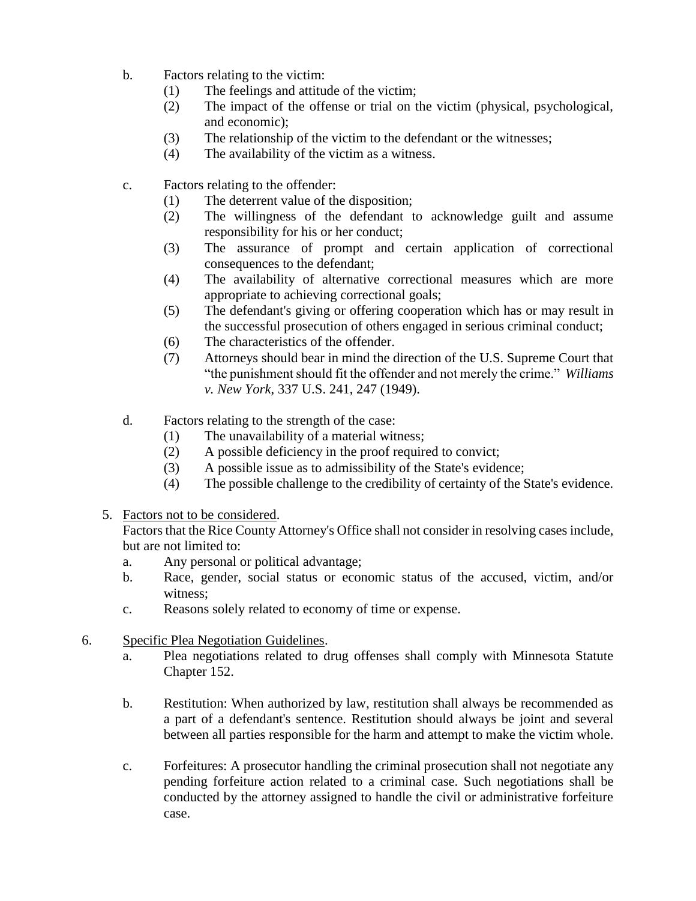b. Factors relating to the victim:
   (1) The feelings and attitude of the victim;
   (2) The impact of the offense or trial on the victim (physical, psychological, and economic);
   (3) The relationship of the victim to the defendant or the witnesses;
   (4) The availability of the victim as a witness.

c. Factors relating to the offender:
   (1) The deterrent value of the disposition;
   (2) The willingness of the defendant to acknowledge guilt and assume responsibility for his or her conduct;
   (3) The assurance of prompt and certain application of correctional consequences to the defendant;
   (4) The availability of alternative correctional measures which are more appropriate to achieving correctional goals;
   (5) The defendant's giving or offering cooperation which has or may result in the successful prosecution of others engaged in serious criminal conduct;
   (6) The characteristics of the offender.
   (7) Attorneys should bear in mind the direction of the U.S. Supreme Court that "the punishment should fit the offender and not merely the crime." *Williams v. New York*, 337 U.S. 241, 247 (1949).

d. Factors relating to the strength of the case:
   (1) The unavailability of a material witness;
   (2) A possible deficiency in the proof required to convict;
   (3) A possible issue as to admissibility of the State's evidence;
   (4) The possible challenge to the credibility of certainty of the State's evidence.

5. <u>Factors not to be considered</u>.
   Factors that the Rice County Attorney's Office shall not consider in resolving cases include, but are not limited to:
   a. Any personal or political advantage;
   b. Race, gender, social status or economic status of the accused, victim, and/or witness;
   c. Reasons solely related to economy of time or expense.

6. <u>Specific Plea Negotiation Guidelines</u>.
   a. Plea negotiations related to drug offenses shall comply with Minnesota Statute Chapter 152.

   b. Restitution: When authorized by law, restitution shall always be recommended as a part of a defendant's sentence. Restitution should always be joint and several between all parties responsible for the harm and attempt to make the victim whole.

   c. Forfeitures: A prosecutor handling the criminal prosecution shall not negotiate any pending forfeiture action related to a criminal case. Such negotiations shall be conducted by the attorney assigned to handle the civil or administrative forfeiture case.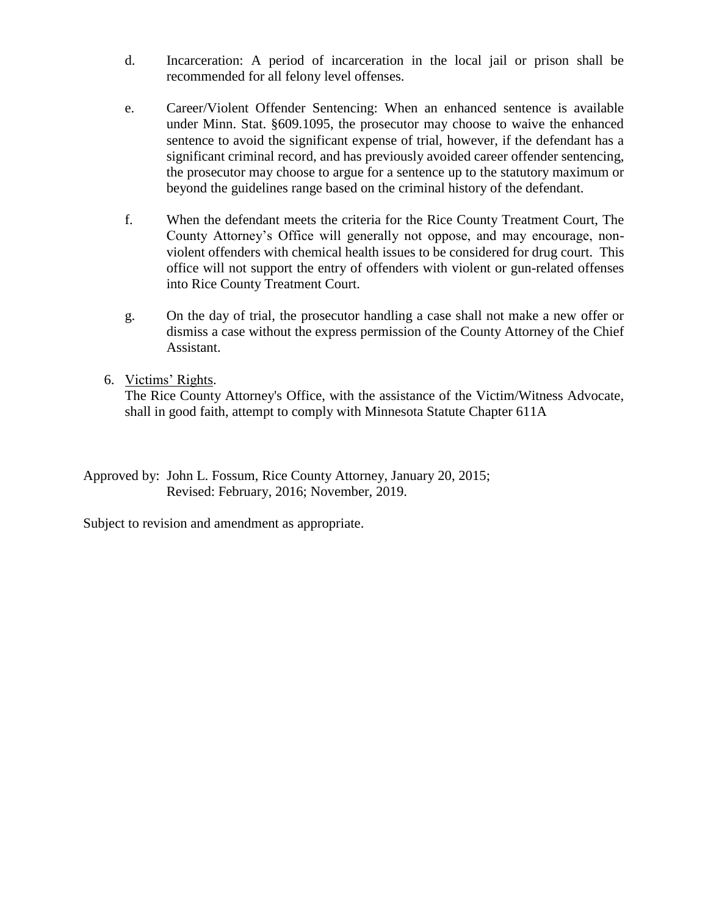d. Incarceration: A period of incarceration in the local jail or prison shall be recommended for all felony level offenses.

e. Career/Violent Offender Sentencing: When an enhanced sentence is available under Minn. Stat. §609.1095, the prosecutor may choose to waive the enhanced sentence to avoid the significant expense of trial, however, if the defendant has a significant criminal record, and has previously avoided career offender sentencing, the prosecutor may choose to argue for a sentence up to the statutory maximum or beyond the guidelines range based on the criminal history of the defendant.

f. When the defendant meets the criteria for the Rice County Treatment Court, The County Attorney's Office will generally not oppose, and may encourage, non-violent offenders with chemical health issues to be considered for drug court. This office will not support the entry of offenders with violent or gun-related offenses into Rice County Treatment Court.

g. On the day of trial, the prosecutor handling a case shall not make a new offer or dismiss a case without the express permission of the County Attorney of the Chief Assistant.

6. Victims' Rights.
   The Rice County Attorney's Office, with the assistance of the Victim/Witness Advocate, shall in good faith, attempt to comply with Minnesota Statute Chapter 611A

Approved by: John L. Fossum, Rice County Attorney, January 20, 2015;
Revised: February, 2016; November, 2019.

Subject to revision and amendment as appropriate.